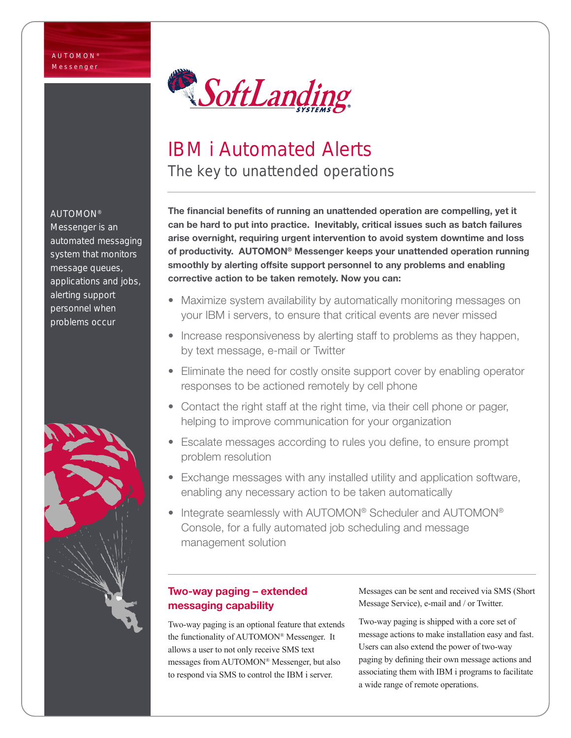AUTOMON®
Messenger

SoftLanding SYSTEMS

# IBM i Automated Alerts

## The key to unattended operations

AUTOMON® Messenger is an automated messaging system that monitors message queues, applications and jobs, alerting support personnel when problems occur

**The financial benefits of running an unattended operation are compelling, yet it can be hard to put into practice. Inevitably, critical issues such as batch failures arise overnight, requiring urgent intervention to avoid system downtime and loss of productivity. AUTOMON® Messenger keeps your unattended operation running smoothly by alerting offsite support personnel to any problems and enabling corrective action to be taken remotely. Now you can:**

- Maximize system availability by automatically monitoring messages on your IBM i servers, to ensure that critical events are never missed
- Increase responsiveness by alerting staff to problems as they happen, by text message, e-mail or Twitter
- Eliminate the need for costly onsite support cover by enabling operator responses to be actioned remotely by cell phone
- Contact the right staff at the right time, via their cell phone or pager, helping to improve communication for your organization
- Escalate messages according to rules you define, to ensure prompt problem resolution
- Exchange messages with any installed utility and application software, enabling any necessary action to be taken automatically
- Integrate seamlessly with AUTOMON® Scheduler and AUTOMON® Console, for a fully automated job scheduling and message management solution

### Two-way paging – extended messaging capability

Two-way paging is an optional feature that extends the functionality of AUTOMON® Messenger. It allows a user to not only receive SMS text messages from AUTOMON® Messenger, but also to respond via SMS to control the IBM i server.

Messages can be sent and received via SMS (Short Message Service), e-mail and / or Twitter.

Two-way paging is shipped with a core set of message actions to make installation easy and fast. Users can also extend the power of two-way paging by defining their own message actions and associating them with IBM i programs to facilitate a wide range of remote operations.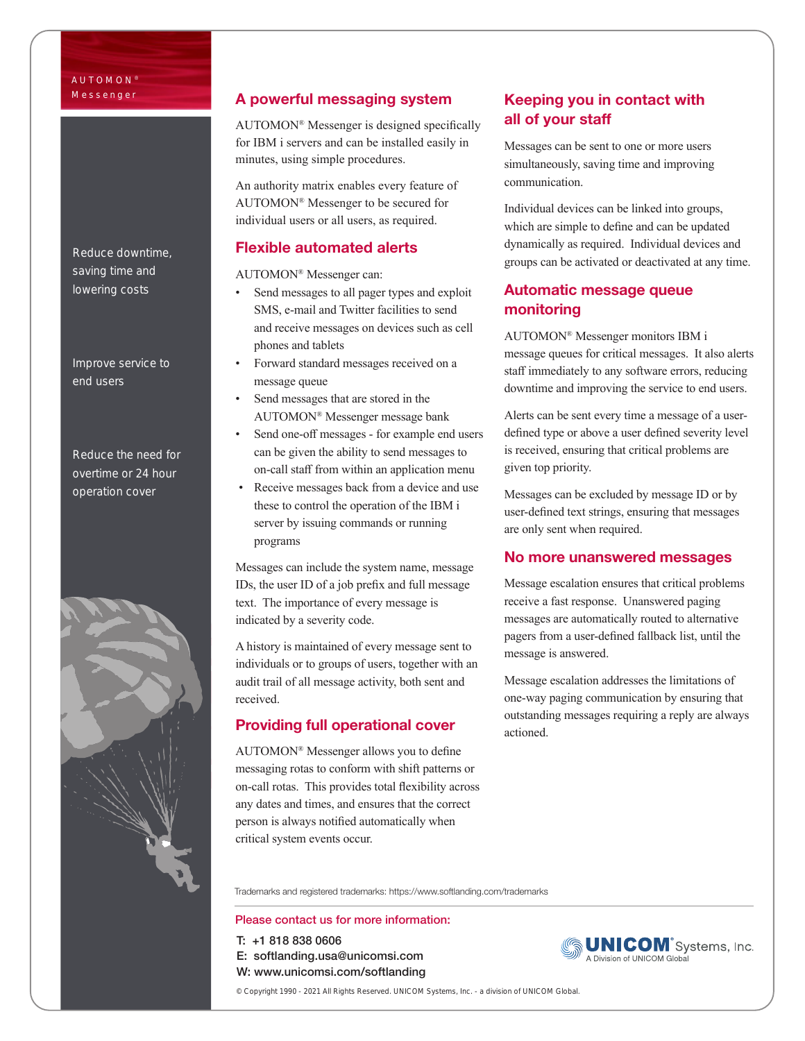AUTOMON®
Messenger

Reduce downtime, saving time and lowering costs

Improve service to end users

Reduce the need for overtime or 24 hour operation cover

## A powerful messaging system

AUTOMON® Messenger is designed specifically for IBM i servers and can be installed easily in minutes, using simple procedures.

An authority matrix enables every feature of AUTOMON® Messenger to be secured for individual users or all users, as required.

## Flexible automated alerts

AUTOMON® Messenger can:

- Send messages to all pager types and exploit SMS, e-mail and Twitter facilities to send and receive messages on devices such as cell phones and tablets
- Forward standard messages received on a message queue
- Send messages that are stored in the AUTOMON® Messenger message bank
- Send one-off messages - for example end users can be given the ability to send messages to on-call staff from within an application menu
- Receive messages back from a device and use these to control the operation of the IBM i server by issuing commands or running programs

Messages can include the system name, message IDs, the user ID of a job prefix and full message text. The importance of every message is indicated by a severity code.

A history is maintained of every message sent to individuals or to groups of users, together with an audit trail of all message activity, both sent and received.

## Providing full operational cover

AUTOMON® Messenger allows you to define messaging rotas to conform with shift patterns or on-call rotas. This provides total flexibility across any dates and times, and ensures that the correct person is always notified automatically when critical system events occur.

## Keeping you in contact with all of your staff

Messages can be sent to one or more users simultaneously, saving time and improving communication.

Individual devices can be linked into groups, which are simple to define and can be updated dynamically as required. Individual devices and groups can be activated or deactivated at any time.

## Automatic message queue monitoring

AUTOMON® Messenger monitors IBM i message queues for critical messages. It also alerts staff immediately to any software errors, reducing downtime and improving the service to end users.

Alerts can be sent every time a message of a user-defined type or above a user defined severity level is received, ensuring that critical problems are given top priority.

Messages can be excluded by message ID or by user-defined text strings, ensuring that messages are only sent when required.

## No more unanswered messages

Message escalation ensures that critical problems receive a fast response. Unanswered paging messages are automatically routed to alternative pagers from a user-defined fallback list, until the message is answered.

Message escalation addresses the limitations of one-way paging communication by ensuring that outstanding messages requiring a reply are always actioned.

Trademarks and registered trademarks: https://www.softlanding.com/trademarks

**Please contact us for more information:**

T: +1 818 838 0606
E: softlanding.usa@unicomsi.com
W: www.unicomsi.com/softlanding

UNICOM® Systems, Inc.
A Division of UNICOM Global

© Copyright 1990 - 2021 All Rights Reserved. UNICOM Systems, Inc. - a division of UNICOM Global.